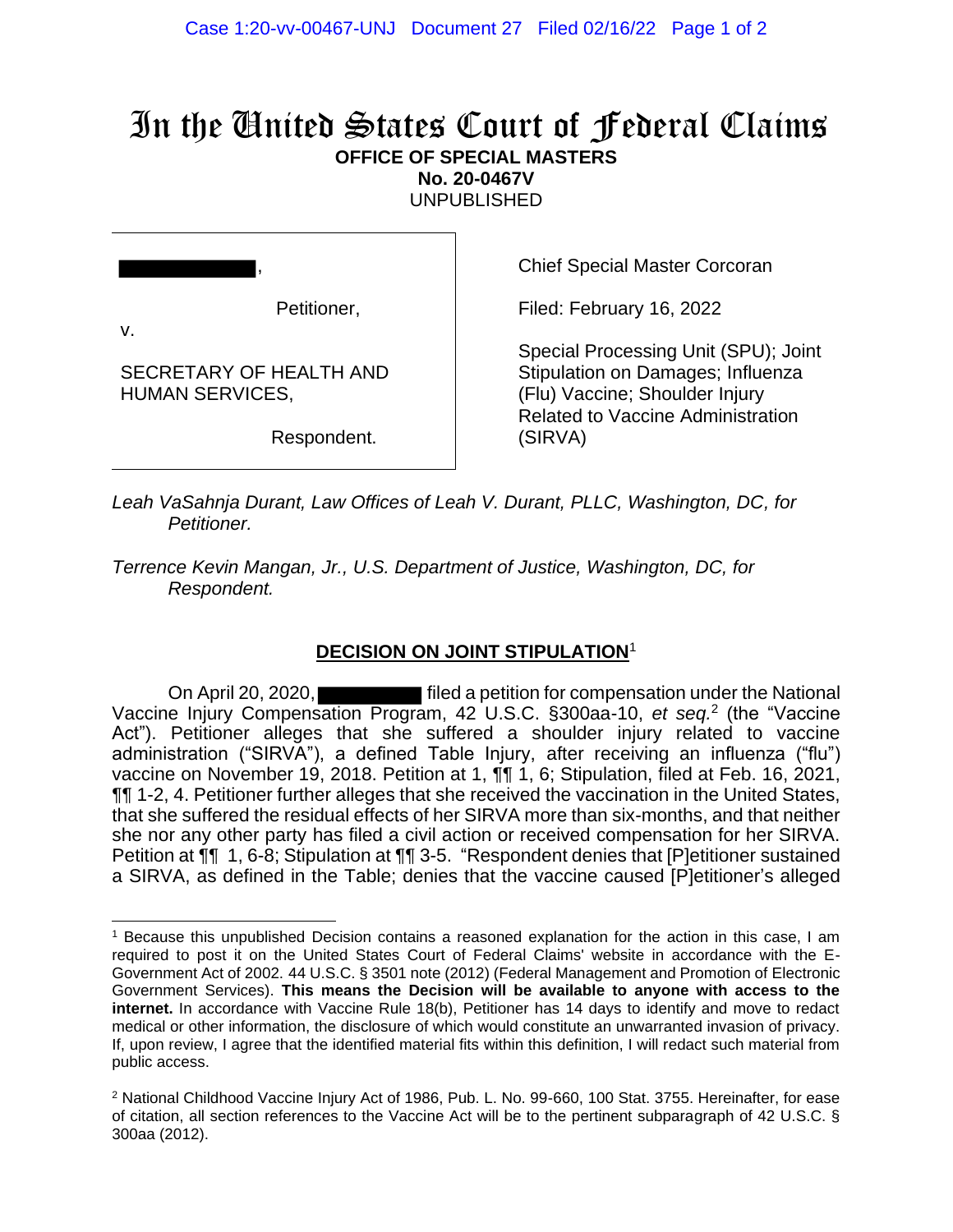# In the United States Court of Federal Claims

**OFFICE OF SPECIAL MASTERS**
**No. 20-0467V**
UNPUBLISHED

| | |
|---|---|
| ████████████, <br><br> Petitioner, <br> v. <br><br> SECRETARY OF HEALTH AND HUMAN SERVICES, <br><br> Respondent. | Chief Special Master Corcoran <br><br> Filed: February 16, 2022 <br><br> Special Processing Unit (SPU); Joint Stipulation on Damages; Influenza (Flu) Vaccine; Shoulder Injury Related to Vaccine Administration (SIRVA) |

*Leah VaSahnja Durant, Law Offices of Leah V. Durant, PLLC, Washington, DC, for Petitioner.*

*Terrence Kevin Mangan, Jr., U.S. Department of Justice, Washington, DC, for Respondent.*

## DECISION ON JOINT STIPULATION[1]

On April 20, 2020, ██████████ filed a petition for compensation under the National Vaccine Injury Compensation Program, 42 U.S.C. §300aa-10, *et seq.*[2] (the "Vaccine Act"). Petitioner alleges that she suffered a shoulder injury related to vaccine administration ("SIRVA"), a defined Table Injury, after receiving an influenza ("flu") vaccine on November 19, 2018. Petition at 1, ¶¶ 1, 6; Stipulation, filed at Feb. 16, 2021, ¶¶ 1-2, 4. Petitioner further alleges that she received the vaccination in the United States, that she suffered the residual effects of her SIRVA more than six-months, and that neither she nor any other party has filed a civil action or received compensation for her SIRVA. Petition at ¶¶ 1, 6-8; Stipulation at ¶¶ 3-5. "Respondent denies that [P]etitioner sustained a SIRVA, as defined in the Table; denies that the vaccine caused [P]etitioner's alleged

---

[1] Because this unpublished Decision contains a reasoned explanation for the action in this case, I am required to post it on the United States Court of Federal Claims' website in accordance with the E-Government Act of 2002. 44 U.S.C. § 3501 note (2012) (Federal Management and Promotion of Electronic Government Services). **This means the Decision will be available to anyone with access to the internet.** In accordance with Vaccine Rule 18(b), Petitioner has 14 days to identify and move to redact medical or other information, the disclosure of which would constitute an unwarranted invasion of privacy. If, upon review, I agree that the identified material fits within this definition, I will redact such material from public access.

[2] National Childhood Vaccine Injury Act of 1986, Pub. L. No. 99-660, 100 Stat. 3755. Hereinafter, for ease of citation, all section references to the Vaccine Act will be to the pertinent subparagraph of 42 U.S.C. § 300aa (2012).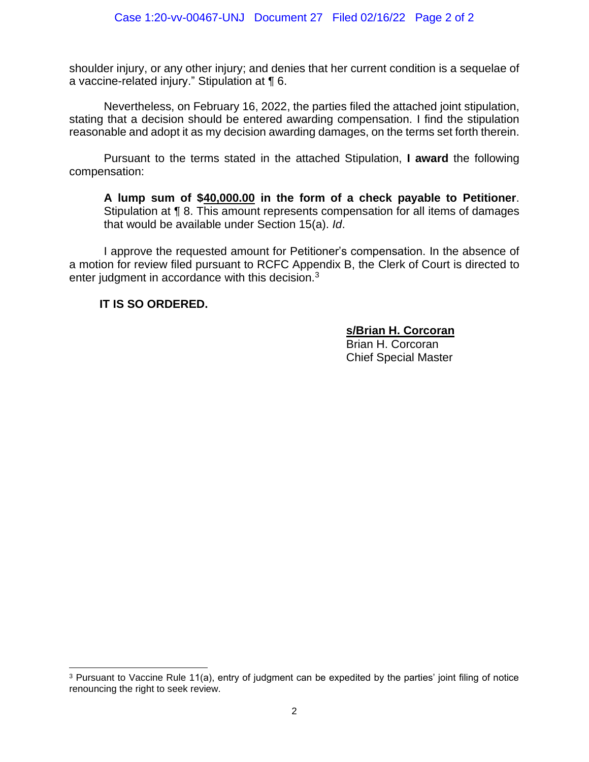shoulder injury, or any other injury; and denies that her current condition is a sequelae of a vaccine-related injury." Stipulation at ¶ 6.

Nevertheless, on February 16, 2022, the parties filed the attached joint stipulation, stating that a decision should be entered awarding compensation. I find the stipulation reasonable and adopt it as my decision awarding damages, on the terms set forth therein.

Pursuant to the terms stated in the attached Stipulation, **I award** the following compensation:

> **A lump sum of $40,000.00 in the form of a check payable to Petitioner**. Stipulation at ¶ 8. This amount represents compensation for all items of damages that would be available under Section 15(a). *Id*.

I approve the requested amount for Petitioner's compensation. In the absence of a motion for review filed pursuant to RCFC Appendix B, the Clerk of Court is directed to enter judgment in accordance with this decision.[3]

**IT IS SO ORDERED.**

**s/Brian H. Corcoran**
Brian H. Corcoran
Chief Special Master

---

[3] Pursuant to Vaccine Rule 11(a), entry of judgment can be expedited by the parties' joint filing of notice renouncing the right to seek review.